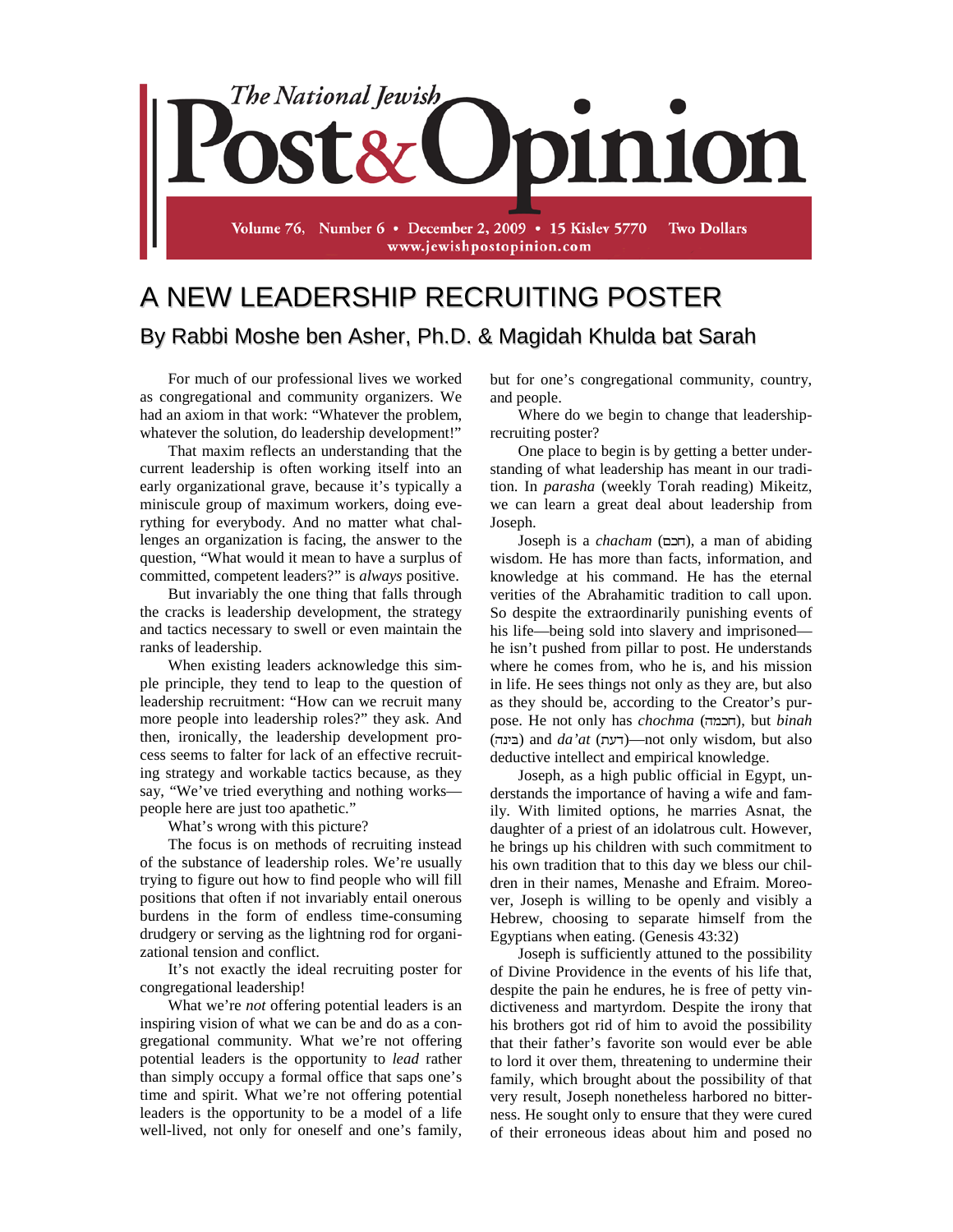# The National Jewish Post & Opinion

Volume 76, Number 6 • December 2, 2009 • 15 Kislev 5770 Two Dollars
www.jewishpostopinion.com

## A NEW LEADERSHIP RECRUITING POSTER

### By Rabbi Moshe ben Asher, Ph.D. & Magidah Khulda bat Sarah

For much of our professional lives we worked as congregational and community organizers. We had an axiom in that work: "Whatever the problem, whatever the solution, do leadership development!"

That maxim reflects an understanding that the current leadership is often working itself into an early organizational grave, because it's typically a miniscule group of maximum workers, doing everything for everybody. And no matter what challenges an organization is facing, the answer to the question, "What would it mean to have a surplus of committed, competent leaders?" is *always* positive.

But invariably the one thing that falls through the cracks is leadership development, the strategy and tactics necessary to swell or even maintain the ranks of leadership.

When existing leaders acknowledge this simple principle, they tend to leap to the question of leadership recruitment: "How can we recruit many more people into leadership roles?" they ask. And then, ironically, the leadership development process seems to falter for lack of an effective recruiting strategy and workable tactics because, as they say, "We've tried everything and nothing works—people here are just too apathetic."

What's wrong with this picture?

The focus is on methods of recruiting instead of the substance of leadership roles. We're usually trying to figure out how to find people who will fill positions that often if not invariably entail onerous burdens in the form of endless time-consuming drudgery or serving as the lightning rod for organizational tension and conflict.

It's not exactly the ideal recruiting poster for congregational leadership!

What we're *not* offering potential leaders is an inspiring vision of what we can be and do as a congregational community. What we're not offering potential leaders is the opportunity to *lead* rather than simply occupy a formal office that saps one's time and spirit. What we're not offering potential leaders is the opportunity to be a model of a life well-lived, not only for oneself and one's family, but for one's congregational community, country, and people.

Where do we begin to change that leadership-recruiting poster?

One place to begin is by getting a better understanding of what leadership has meant in our tradition. In *parasha* (weekly Torah reading) Mikeitz, we can learn a great deal about leadership from Joseph.

Joseph is a *chacham* (חכם), a man of abiding wisdom. He has more than facts, information, and knowledge at his command. He has the eternal verities of the Abrahamitic tradition to call upon. So despite the extraordinarily punishing events of his life—being sold into slavery and imprisoned—he isn't pushed from pillar to post. He understands where he comes from, who he is, and his mission in life. He sees things not only as they are, but also as they should be, according to the Creator's purpose. He not only has *chochma* (חכמה), but *binah* (בינה) and *da'at* (דעת)—not only wisdom, but also deductive intellect and empirical knowledge.

Joseph, as a high public official in Egypt, understands the importance of having a wife and family. With limited options, he marries Asnat, the daughter of a priest of an idolatrous cult. However, he brings up his children with such commitment to his own tradition that to this day we bless our children in their names, Menashe and Efraim. Moreover, Joseph is willing to be openly and visibly a Hebrew, choosing to separate himself from the Egyptians when eating. (Genesis 43:32)

Joseph is sufficiently attuned to the possibility of Divine Providence in the events of his life that, despite the pain he endures, he is free of petty vindictiveness and martyrdom. Despite the irony that his brothers got rid of him to avoid the possibility that their father's favorite son would ever be able to lord it over them, threatening to undermine their family, which brought about the possibility of that very result, Joseph nonetheless harbored no bitterness. He sought only to ensure that they were cured of their erroneous ideas about him and posed no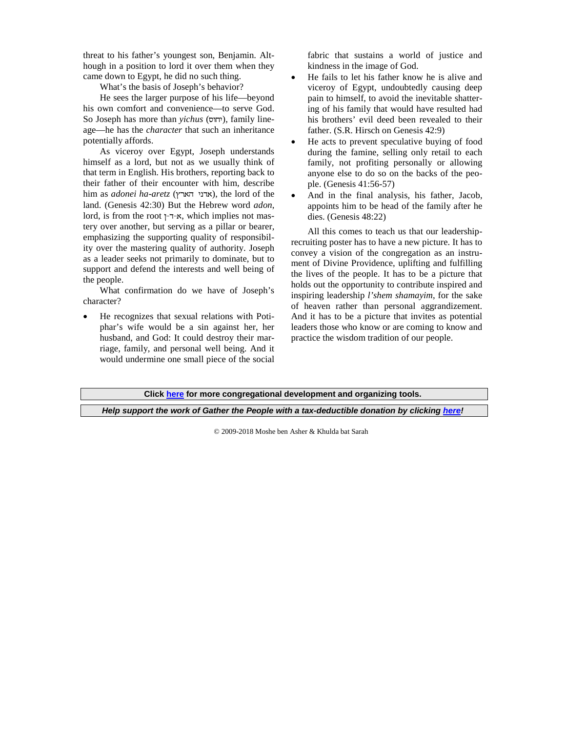threat to his father's youngest son, Benjamin. Although in a position to lord it over them when they came down to Egypt, he did no such thing.

What's the basis of Joseph's behavior?

He sees the larger purpose of his life—beyond his own comfort and convenience—to serve God. So Joseph has more than *yichus* (יחוס), family lineage—he has the *character* that such an inheritance potentially affords.

As viceroy over Egypt, Joseph understands himself as a lord, but not as we usually think of that term in English. His brothers, reporting back to their father of their encounter with him, describe him as *adonei ha-aretz* (אדני הארץ), the lord of the land. (Genesis 42:30) But the Hebrew word *adon*, lord, is from the root א-ד-ן, which implies not mastery over another, but serving as a pillar or bearer, emphasizing the supporting quality of responsibility over the mastering quality of authority. Joseph as a leader seeks not primarily to dominate, but to support and defend the interests and well being of the people.

What confirmation do we have of Joseph's character?

- He recognizes that sexual relations with Potiphar's wife would be a sin against her, her husband, and God: It could destroy their marriage, family, and personal well being. And it would undermine one small piece of the social fabric that sustains a world of justice and kindness in the image of God.
- He fails to let his father know he is alive and viceroy of Egypt, undoubtedly causing deep pain to himself, to avoid the inevitable shattering of his family that would have resulted had his brothers' evil deed been revealed to their father. (S.R. Hirsch on Genesis 42:9)
- He acts to prevent speculative buying of food during the famine, selling only retail to each family, not profiting personally or allowing anyone else to do so on the backs of the people. (Genesis 41:56-57)
- And in the final analysis, his father, Jacob, appoints him to be head of the family after he dies. (Genesis 48:22)

All this comes to teach us that our leadership-recruiting poster has to have a new picture. It has to convey a vision of the congregation as an instrument of Divine Providence, uplifting and fulfilling the lives of the people. It has to be a picture that holds out the opportunity to contribute inspired and inspiring leadership *l'shem shamayim*, for the sake of heaven rather than personal aggrandizement. And it has to be a picture that invites as potential leaders those who know or are coming to know and practice the wisdom tradition of our people.

**Click here for more congregational development and organizing tools.**

***Help support the work of Gather the People with a tax-deductible donation by clicking here!***

© 2009-2018 Moshe ben Asher & Khulda bat Sarah